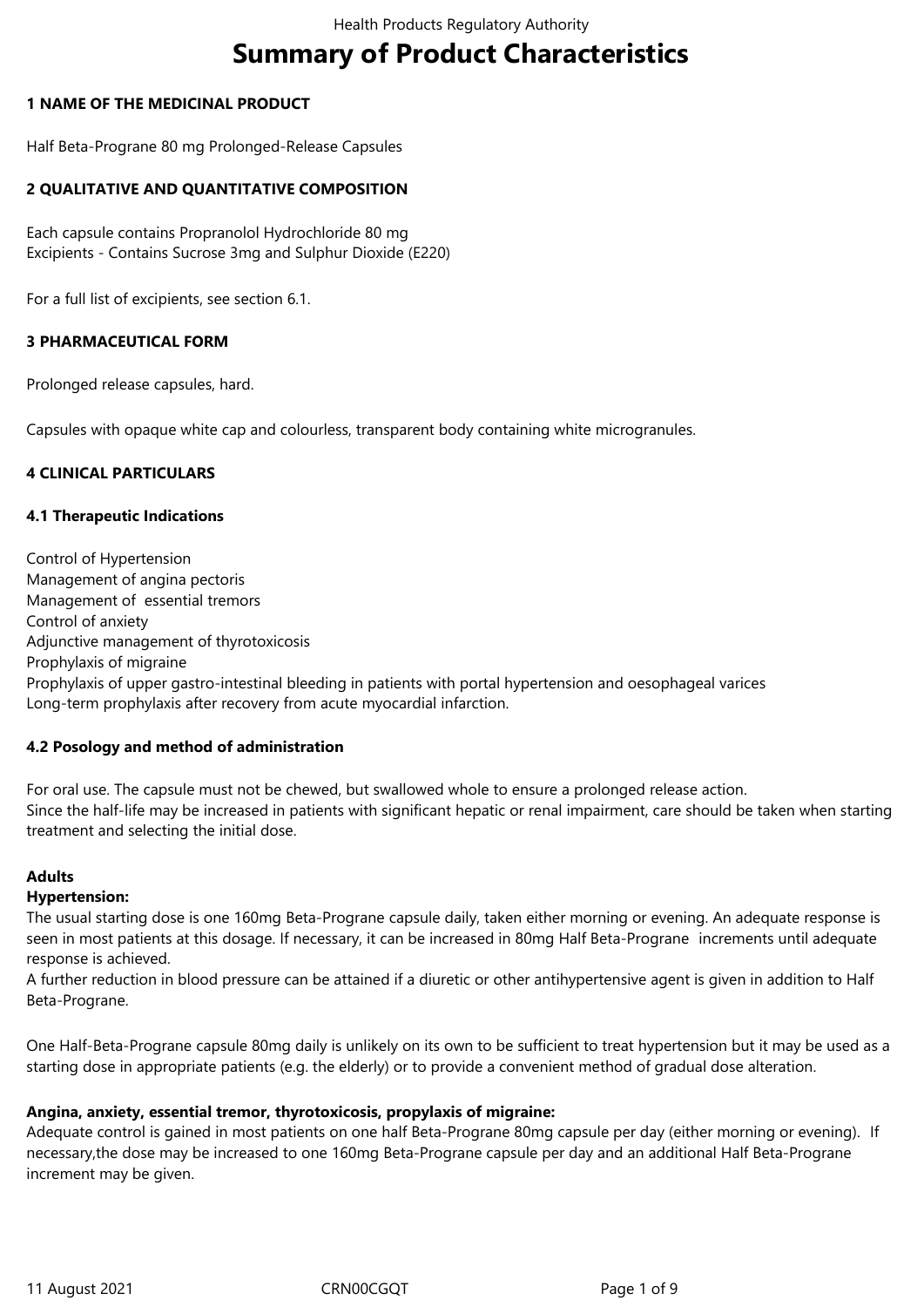# Summary of Product Characteristics

## 1 NAME OF THE MEDICINAL PRODUCT

Half Beta-Prograne 80 mg Prolonged-Release Capsules

## 2 QUALITATIVE AND QUANTITATIVE COMPOSITION

Each capsule contains Propranolol Hydrochloride 80 mg
Excipients - Contains Sucrose 3mg and Sulphur Dioxide (E220)

For a full list of excipients, see section 6.1.

## 3 PHARMACEUTICAL FORM

Prolonged release capsules, hard.

Capsules with opaque white cap and colourless, transparent body containing white microgranules.

## 4 CLINICAL PARTICULARS

### 4.1 Therapeutic Indications

Control of Hypertension
Management of angina pectoris
Management of essential tremors
Control of anxiety
Adjunctive management of thyrotoxicosis
Prophylaxis of migraine
Prophylaxis of upper gastro-intestinal bleeding in patients with portal hypertension and oesophageal varices
Long-term prophylaxis after recovery from acute myocardial infarction.

### 4.2 Posology and method of administration

For oral use. The capsule must not be chewed, but swallowed whole to ensure a prolonged release action.
Since the half-life may be increased in patients with significant hepatic or renal impairment, care should be taken when starting treatment and selecting the initial dose.

**Adults**

**Hypertension:**
The usual starting dose is one 160mg Beta-Prograne capsule daily, taken either morning or evening. An adequate response is seen in most patients at this dosage. If necessary, it can be increased in 80mg Half Beta-Prograne increments until adequate response is achieved.
A further reduction in blood pressure can be attained if a diuretic or other antihypertensive agent is given in addition to Half Beta-Prograne.

One Half-Beta-Prograne capsule 80mg daily is unlikely on its own to be sufficient to treat hypertension but it may be used as a starting dose in appropriate patients (e.g. the elderly) or to provide a convenient method of gradual dose alteration.

**Angina, anxiety, essential tremor, thyrotoxicosis, propylaxis of migraine:**
Adequate control is gained in most patients on one half Beta-Prograne 80mg capsule per day (either morning or evening). If necessary,the dose may be increased to one 160mg Beta-Prograne capsule per day and an additional Half Beta-Prograne increment may be given.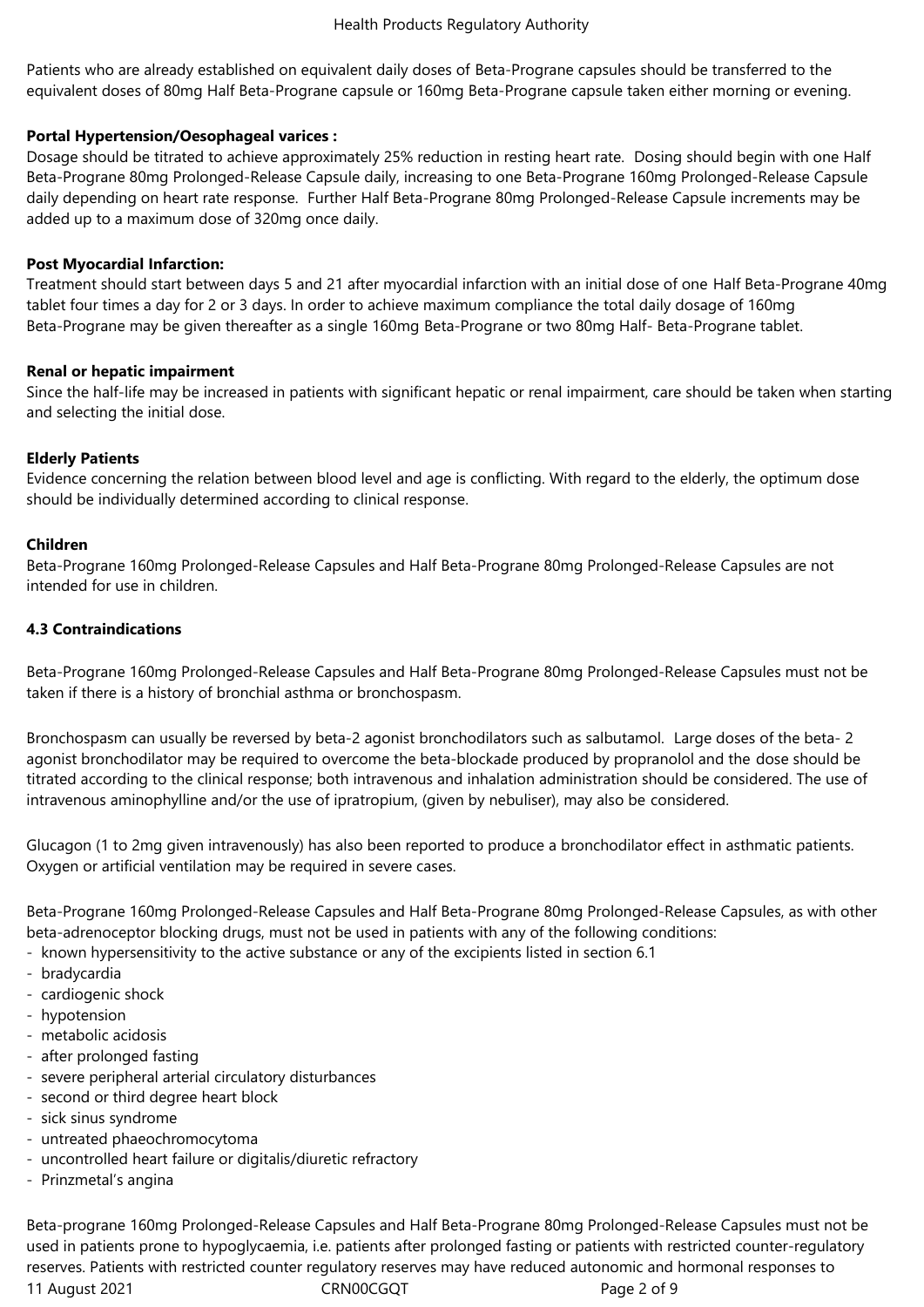Patients who are already established on equivalent daily doses of Beta-Prograne capsules should be transferred to the equivalent doses of 80mg Half Beta-Prograne capsule or 160mg Beta-Prograne capsule taken either morning or evening.

**Portal Hypertension/Oesophageal varices :**

Dosage should be titrated to achieve approximately 25% reduction in resting heart rate. Dosing should begin with one Half Beta-Prograne 80mg Prolonged-Release Capsule daily, increasing to one Beta-Prograne 160mg Prolonged-Release Capsule daily depending on heart rate response. Further Half Beta-Prograne 80mg Prolonged-Release Capsule increments may be added up to a maximum dose of 320mg once daily.

**Post Myocardial Infarction:**

Treatment should start between days 5 and 21 after myocardial infarction with an initial dose of one Half Beta-Prograne 40mg tablet four times a day for 2 or 3 days. In order to achieve maximum compliance the total daily dosage of 160mg Beta-Prograne may be given thereafter as a single 160mg Beta-Prograne or two 80mg Half- Beta-Prograne tablet.

**Renal or hepatic impairment**

Since the half-life may be increased in patients with significant hepatic or renal impairment, care should be taken when starting and selecting the initial dose.

**Elderly Patients**

Evidence concerning the relation between blood level and age is conflicting. With regard to the elderly, the optimum dose should be individually determined according to clinical response.

**Children**

Beta-Prograne 160mg Prolonged-Release Capsules and Half Beta-Prograne 80mg Prolonged-Release Capsules are not intended for use in children.

**4.3 Contraindications**

Beta-Prograne 160mg Prolonged-Release Capsules and Half Beta-Prograne 80mg Prolonged-Release Capsules must not be taken if there is a history of bronchial asthma or bronchospasm.

Bronchospasm can usually be reversed by beta-2 agonist bronchodilators such as salbutamol. Large doses of the beta- 2 agonist bronchodilator may be required to overcome the beta-blockade produced by propranolol and the dose should be titrated according to the clinical response; both intravenous and inhalation administration should be considered. The use of intravenous aminophylline and/or the use of ipratropium, (given by nebuliser), may also be considered.

Glucagon (1 to 2mg given intravenously) has also been reported to produce a bronchodilator effect in asthmatic patients. Oxygen or artificial ventilation may be required in severe cases.

Beta-Prograne 160mg Prolonged-Release Capsules and Half Beta-Prograne 80mg Prolonged-Release Capsules, as with other beta-adrenoceptor blocking drugs, must not be used in patients with any of the following conditions:

- known hypersensitivity to the active substance or any of the excipients listed in section 6.1
- bradycardia
- cardiogenic shock
- hypotension
- metabolic acidosis
- after prolonged fasting
- severe peripheral arterial circulatory disturbances
- second or third degree heart block
- sick sinus syndrome
- untreated phaeochromocytoma
- uncontrolled heart failure or digitalis/diuretic refractory
- Prinzmetal's angina

Beta-prograne 160mg Prolonged-Release Capsules and Half Beta-Prograne 80mg Prolonged-Release Capsules must not be used in patients prone to hypoglycaemia, i.e. patients after prolonged fasting or patients with restricted counter-regulatory reserves. Patients with restricted counter regulatory reserves may have reduced autonomic and hormonal responses to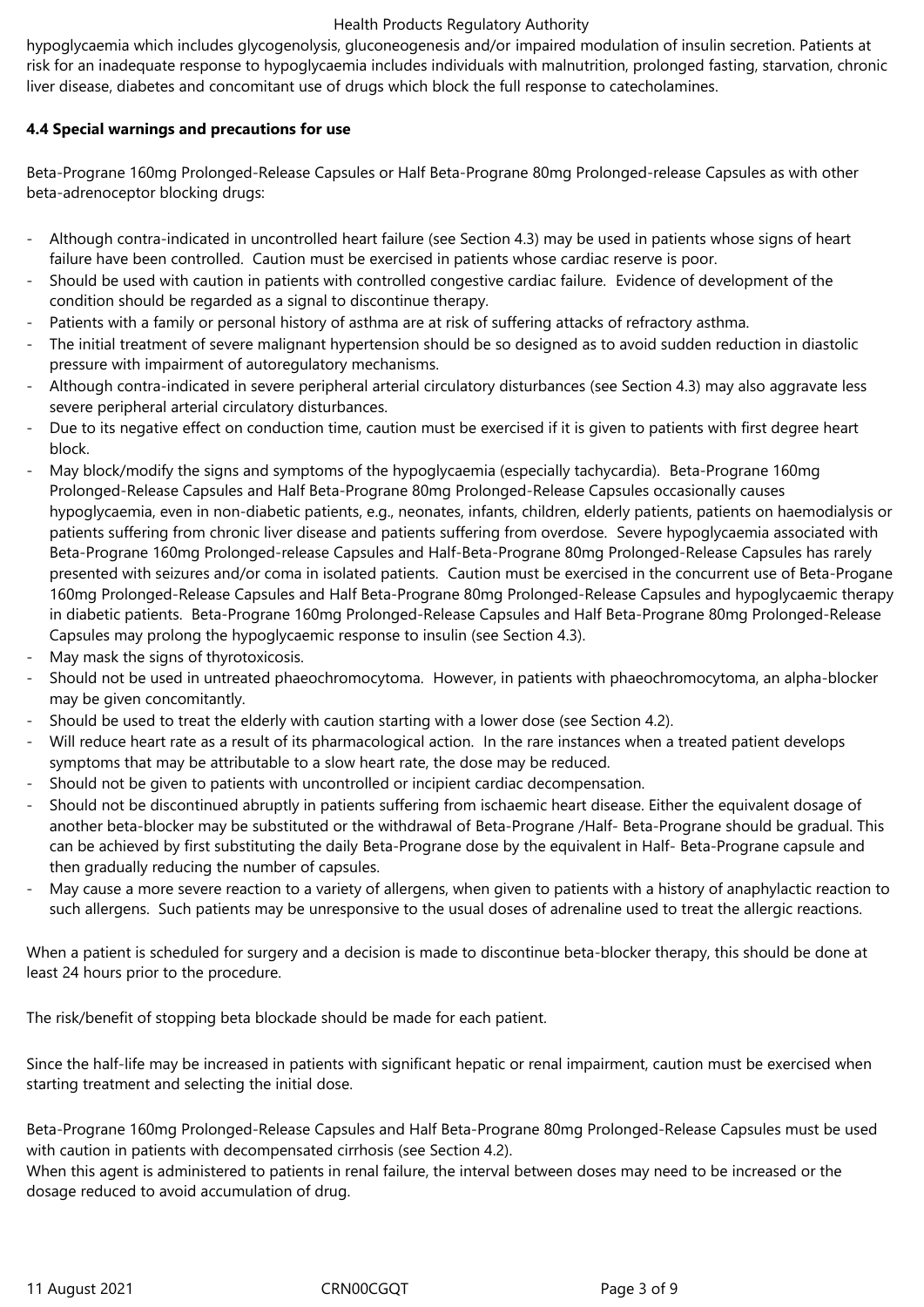hypoglycaemia which includes glycogenolysis, gluconeogenesis and/or impaired modulation of insulin secretion. Patients at risk for an inadequate response to hypoglycaemia includes individuals with malnutrition, prolonged fasting, starvation, chronic liver disease, diabetes and concomitant use of drugs which block the full response to catecholamines.

**4.4 Special warnings and precautions for use**

Beta-Prograne 160mg Prolonged-Release Capsules or Half Beta-Prograne 80mg Prolonged-release Capsules as with other beta-adrenoceptor blocking drugs:

- Although contra-indicated in uncontrolled heart failure (see Section 4.3) may be used in patients whose signs of heart failure have been controlled. Caution must be exercised in patients whose cardiac reserve is poor.
- Should be used with caution in patients with controlled congestive cardiac failure. Evidence of development of the condition should be regarded as a signal to discontinue therapy.
- Patients with a family or personal history of asthma are at risk of suffering attacks of refractory asthma.
- The initial treatment of severe malignant hypertension should be so designed as to avoid sudden reduction in diastolic pressure with impairment of autoregulatory mechanisms.
- Although contra-indicated in severe peripheral arterial circulatory disturbances (see Section 4.3) may also aggravate less severe peripheral arterial circulatory disturbances.
- Due to its negative effect on conduction time, caution must be exercised if it is given to patients with first degree heart block.
- May block/modify the signs and symptoms of the hypoglycaemia (especially tachycardia). Beta-Prograne 160mg Prolonged-Release Capsules and Half Beta-Prograne 80mg Prolonged-Release Capsules occasionally causes hypoglycaemia, even in non-diabetic patients, e.g., neonates, infants, children, elderly patients, patients on haemodialysis or patients suffering from chronic liver disease and patients suffering from overdose. Severe hypoglycaemia associated with Beta-Prograne 160mg Prolonged-release Capsules and Half-Beta-Prograne 80mg Prolonged-Release Capsules has rarely presented with seizures and/or coma in isolated patients. Caution must be exercised in the concurrent use of Beta-Progane 160mg Prolonged-Release Capsules and Half Beta-Prograne 80mg Prolonged-Release Capsules and hypoglycaemic therapy in diabetic patients. Beta-Prograne 160mg Prolonged-Release Capsules and Half Beta-Prograne 80mg Prolonged-Release Capsules may prolong the hypoglycaemic response to insulin (see Section 4.3).
- May mask the signs of thyrotoxicosis.
- Should not be used in untreated phaeochromocytoma. However, in patients with phaeochromocytoma, an alpha-blocker may be given concomitantly.
- Should be used to treat the elderly with caution starting with a lower dose (see Section 4.2).
- Will reduce heart rate as a result of its pharmacological action. In the rare instances when a treated patient develops symptoms that may be attributable to a slow heart rate, the dose may be reduced.
- Should not be given to patients with uncontrolled or incipient cardiac decompensation.
- Should not be discontinued abruptly in patients suffering from ischaemic heart disease. Either the equivalent dosage of another beta-blocker may be substituted or the withdrawal of Beta-Prograne /Half- Beta-Prograne should be gradual. This can be achieved by first substituting the daily Beta-Prograne dose by the equivalent in Half- Beta-Prograne capsule and then gradually reducing the number of capsules.
- May cause a more severe reaction to a variety of allergens, when given to patients with a history of anaphylactic reaction to such allergens. Such patients may be unresponsive to the usual doses of adrenaline used to treat the allergic reactions.

When a patient is scheduled for surgery and a decision is made to discontinue beta-blocker therapy, this should be done at least 24 hours prior to the procedure.

The risk/benefit of stopping beta blockade should be made for each patient.

Since the half-life may be increased in patients with significant hepatic or renal impairment, caution must be exercised when starting treatment and selecting the initial dose.

Beta-Prograne 160mg Prolonged-Release Capsules and Half Beta-Prograne 80mg Prolonged-Release Capsules must be used with caution in patients with decompensated cirrhosis (see Section 4.2).
When this agent is administered to patients in renal failure, the interval between doses may need to be increased or the dosage reduced to avoid accumulation of drug.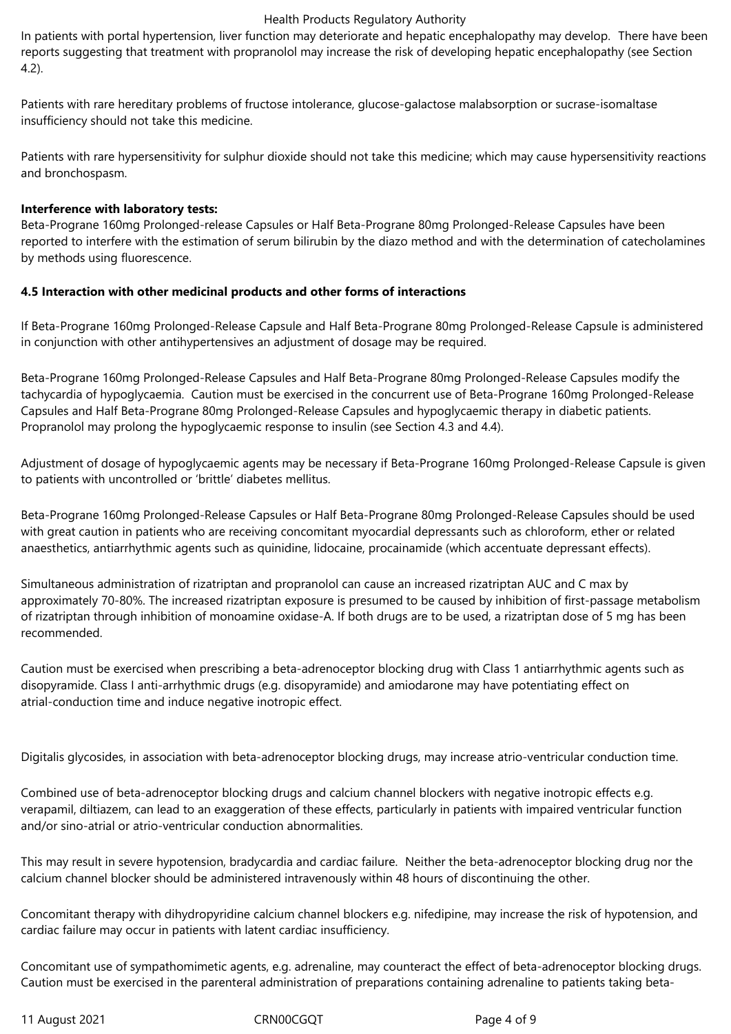In patients with portal hypertension, liver function may deteriorate and hepatic encephalopathy may develop. There have been reports suggesting that treatment with propranolol may increase the risk of developing hepatic encephalopathy (see Section 4.2).

Patients with rare hereditary problems of fructose intolerance, glucose-galactose malabsorption or sucrase-isomaltase insufficiency should not take this medicine.

Patients with rare hypersensitivity for sulphur dioxide should not take this medicine; which may cause hypersensitivity reactions and bronchospasm.

**Interference with laboratory tests:**
Beta-Prograne 160mg Prolonged-release Capsules or Half Beta-Prograne 80mg Prolonged-Release Capsules have been reported to interfere with the estimation of serum bilirubin by the diazo method and with the determination of catecholamines by methods using fluorescence.

**4.5 Interaction with other medicinal products and other forms of interactions**

If Beta-Prograne 160mg Prolonged-Release Capsule and Half Beta-Prograne 80mg Prolonged-Release Capsule is administered in conjunction with other antihypertensives an adjustment of dosage may be required.

Beta-Prograne 160mg Prolonged-Release Capsules and Half Beta-Prograne 80mg Prolonged-Release Capsules modify the tachycardia of hypoglycaemia. Caution must be exercised in the concurrent use of Beta-Prograne 160mg Prolonged-Release Capsules and Half Beta-Prograne 80mg Prolonged-Release Capsules and hypoglycaemic therapy in diabetic patients. Propranolol may prolong the hypoglycaemic response to insulin (see Section 4.3 and 4.4).

Adjustment of dosage of hypoglycaemic agents may be necessary if Beta-Prograne 160mg Prolonged-Release Capsule is given to patients with uncontrolled or 'brittle' diabetes mellitus.

Beta-Prograne 160mg Prolonged-Release Capsules or Half Beta-Prograne 80mg Prolonged-Release Capsules should be used with great caution in patients who are receiving concomitant myocardial depressants such as chloroform, ether or related anaesthetics, antiarrhythmic agents such as quinidine, lidocaine, procainamide (which accentuate depressant effects).

Simultaneous administration of rizatriptan and propranolol can cause an increased rizatriptan AUC and C max by approximately 70-80%. The increased rizatriptan exposure is presumed to be caused by inhibition of first-passage metabolism of rizatriptan through inhibition of monoamine oxidase-A. If both drugs are to be used, a rizatriptan dose of 5 mg has been recommended.

Caution must be exercised when prescribing a beta-adrenoceptor blocking drug with Class 1 antiarrhythmic agents such as disopyramide. Class I anti-arrhythmic drugs (e.g. disopyramide) and amiodarone may have potentiating effect on atrial-conduction time and induce negative inotropic effect.

Digitalis glycosides, in association with beta-adrenoceptor blocking drugs, may increase atrio-ventricular conduction time.

Combined use of beta-adrenoceptor blocking drugs and calcium channel blockers with negative inotropic effects e.g. verapamil, diltiazem, can lead to an exaggeration of these effects, particularly in patients with impaired ventricular function and/or sino-atrial or atrio-ventricular conduction abnormalities.

This may result in severe hypotension, bradycardia and cardiac failure. Neither the beta-adrenoceptor blocking drug nor the calcium channel blocker should be administered intravenously within 48 hours of discontinuing the other.

Concomitant therapy with dihydropyridine calcium channel blockers e.g. nifedipine, may increase the risk of hypotension, and cardiac failure may occur in patients with latent cardiac insufficiency.

Concomitant use of sympathomimetic agents, e.g. adrenaline, may counteract the effect of beta-adrenoceptor blocking drugs. Caution must be exercised in the parenteral administration of preparations containing adrenaline to patients taking beta-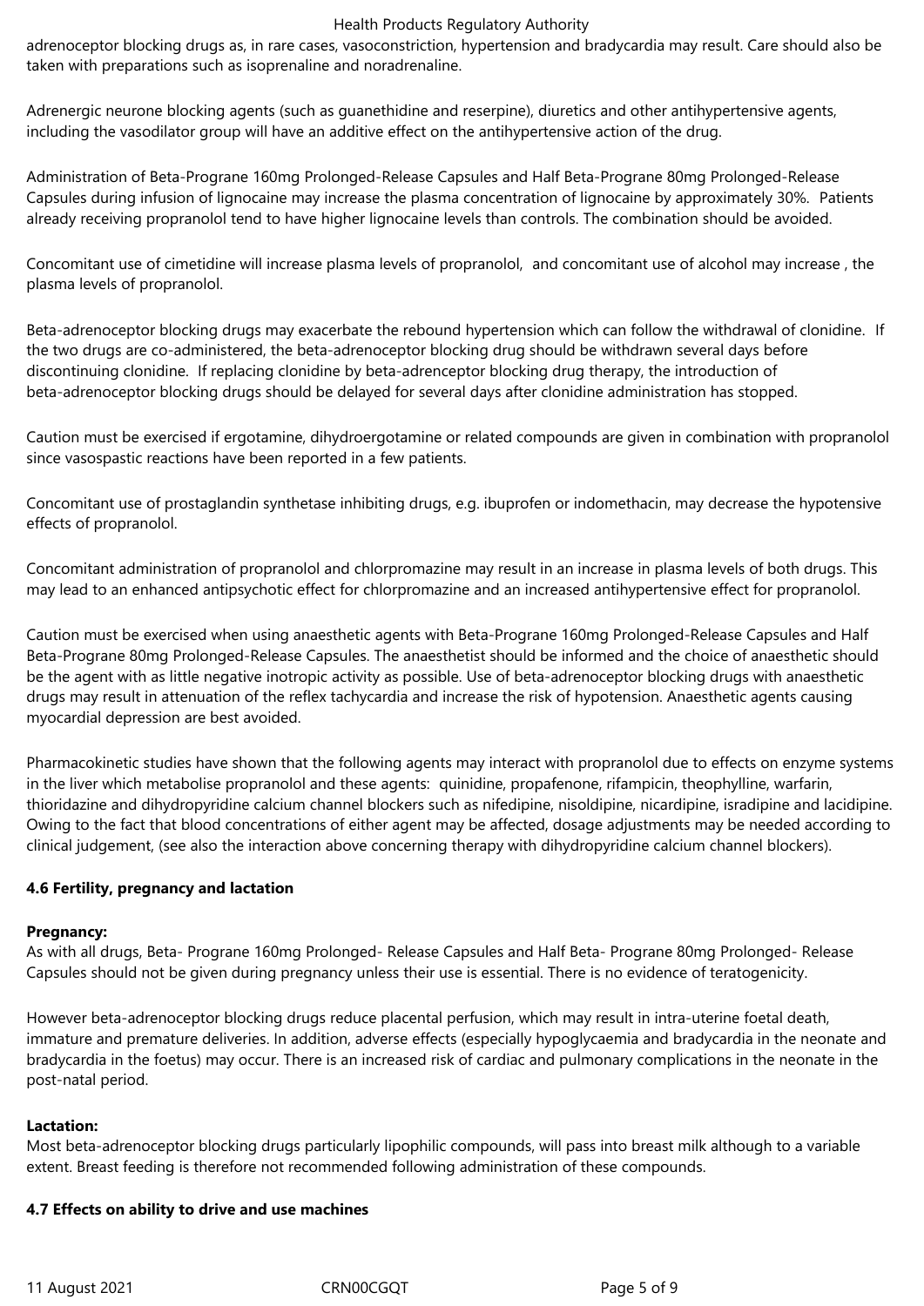adrenoceptor blocking drugs as, in rare cases, vasoconstriction, hypertension and bradycardia may result. Care should also be taken with preparations such as isoprenaline and noradrenaline.

Adrenergic neurone blocking agents (such as guanethidine and reserpine), diuretics and other antihypertensive agents, including the vasodilator group will have an additive effect on the antihypertensive action of the drug.

Administration of Beta-Prograne 160mg Prolonged-Release Capsules and Half Beta-Prograne 80mg Prolonged-Release Capsules during infusion of lignocaine may increase the plasma concentration of lignocaine by approximately 30%. Patients already receiving propranolol tend to have higher lignocaine levels than controls. The combination should be avoided.

Concomitant use of cimetidine will increase plasma levels of propranolol, and concomitant use of alcohol may increase , the plasma levels of propranolol.

Beta-adrenoceptor blocking drugs may exacerbate the rebound hypertension which can follow the withdrawal of clonidine. If the two drugs are co-administered, the beta-adrenoceptor blocking drug should be withdrawn several days before discontinuing clonidine. If replacing clonidine by beta-adrenceptor blocking drug therapy, the introduction of beta-adrenoceptor blocking drugs should be delayed for several days after clonidine administration has stopped.

Caution must be exercised if ergotamine, dihydroergotamine or related compounds are given in combination with propranolol since vasospastic reactions have been reported in a few patients.

Concomitant use of prostaglandin synthetase inhibiting drugs, e.g. ibuprofen or indomethacin, may decrease the hypotensive effects of propranolol.

Concomitant administration of propranolol and chlorpromazine may result in an increase in plasma levels of both drugs. This may lead to an enhanced antipsychotic effect for chlorpromazine and an increased antihypertensive effect for propranolol.

Caution must be exercised when using anaesthetic agents with Beta-Prograne 160mg Prolonged-Release Capsules and Half Beta-Prograne 80mg Prolonged-Release Capsules. The anaesthetist should be informed and the choice of anaesthetic should be the agent with as little negative inotropic activity as possible. Use of beta-adrenoceptor blocking drugs with anaesthetic drugs may result in attenuation of the reflex tachycardia and increase the risk of hypotension. Anaesthetic agents causing myocardial depression are best avoided.

Pharmacokinetic studies have shown that the following agents may interact with propranolol due to effects on enzyme systems in the liver which metabolise propranolol and these agents: quinidine, propafenone, rifampicin, theophylline, warfarin, thioridazine and dihydropyridine calcium channel blockers such as nifedipine, nisoldipine, nicardipine, isradipine and lacidipine. Owing to the fact that blood concentrations of either agent may be affected, dosage adjustments may be needed according to clinical judgement, (see also the interaction above concerning therapy with dihydropyridine calcium channel blockers).

**4.6 Fertility, pregnancy and lactation**

**Pregnancy:**
As with all drugs, Beta- Prograne 160mg Prolonged- Release Capsules and Half Beta- Prograne 80mg Prolonged- Release Capsules should not be given during pregnancy unless their use is essential. There is no evidence of teratogenicity.

However beta-adrenoceptor blocking drugs reduce placental perfusion, which may result in intra-uterine foetal death, immature and premature deliveries. In addition, adverse effects (especially hypoglycaemia and bradycardia in the neonate and bradycardia in the foetus) may occur. There is an increased risk of cardiac and pulmonary complications in the neonate in the post-natal period.

**Lactation:**
Most beta-adrenoceptor blocking drugs particularly lipophilic compounds, will pass into breast milk although to a variable extent. Breast feeding is therefore not recommended following administration of these compounds.

**4.7 Effects on ability to drive and use machines**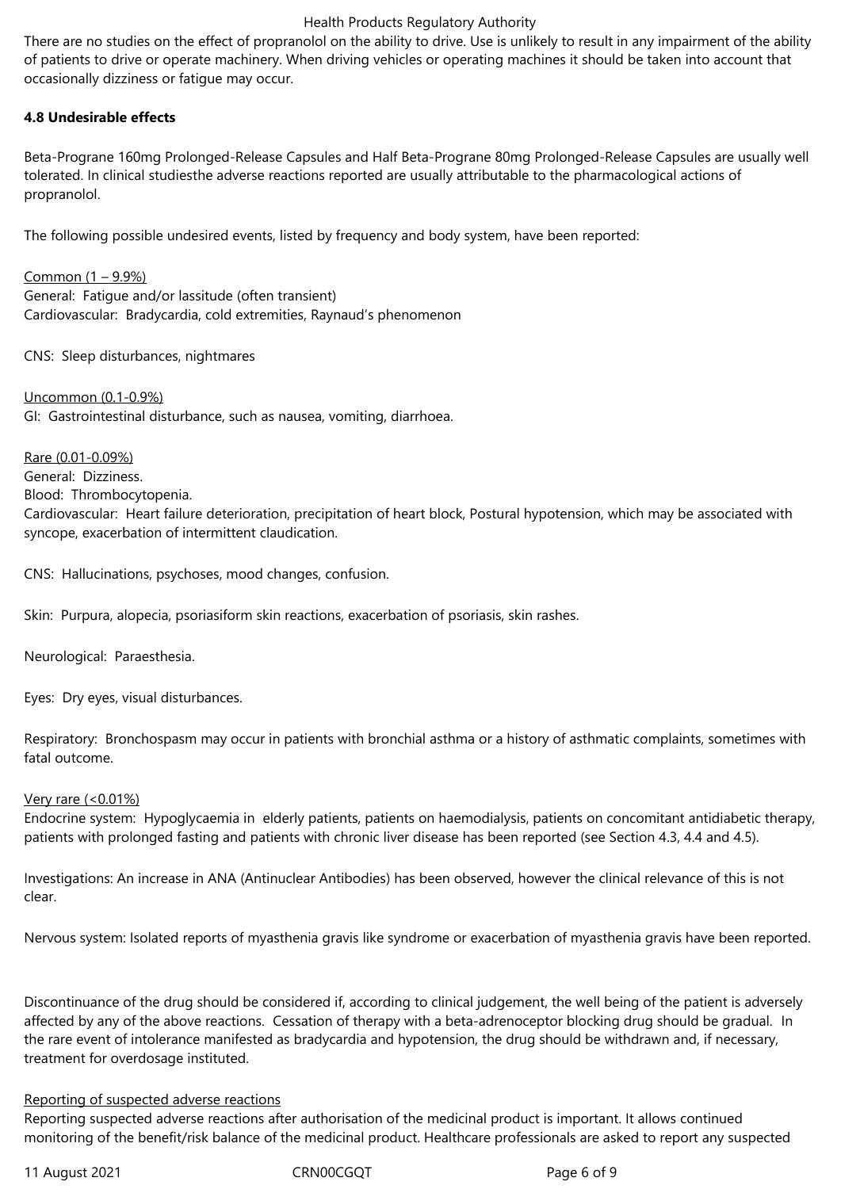There are no studies on the effect of propranolol on the ability to drive. Use is unlikely to result in any impairment of the ability of patients to drive or operate machinery. When driving vehicles or operating machines it should be taken into account that occasionally dizziness or fatigue may occur.

**4.8 Undesirable effects**

Beta-Prograne 160mg Prolonged-Release Capsules and Half Beta-Prograne 80mg Prolonged-Release Capsules are usually well tolerated. In clinical studiesthe adverse reactions reported are usually attributable to the pharmacological actions of propranolol.

The following possible undesired events, listed by frequency and body system, have been reported:

Common (1 – 9.9%)
General: Fatigue and/or lassitude (often transient)
Cardiovascular: Bradycardia, cold extremities, Raynaud's phenomenon

CNS: Sleep disturbances, nightmares

Uncommon (0.1-0.9%)
GI: Gastrointestinal disturbance, such as nausea, vomiting, diarrhoea.

Rare (0.01-0.09%)
General: Dizziness.
Blood: Thrombocytopenia.
Cardiovascular: Heart failure deterioration, precipitation of heart block, Postural hypotension, which may be associated with syncope, exacerbation of intermittent claudication.

CNS: Hallucinations, psychoses, mood changes, confusion.

Skin: Purpura, alopecia, psoriasiform skin reactions, exacerbation of psoriasis, skin rashes.

Neurological: Paraesthesia.

Eyes: Dry eyes, visual disturbances.

Respiratory: Bronchospasm may occur in patients with bronchial asthma or a history of asthmatic complaints, sometimes with fatal outcome.

Very rare (<0.01%)
Endocrine system: Hypoglycaemia in elderly patients, patients on haemodialysis, patients on concomitant antidiabetic therapy, patients with prolonged fasting and patients with chronic liver disease has been reported (see Section 4.3, 4.4 and 4.5).

Investigations: An increase in ANA (Antinuclear Antibodies) has been observed, however the clinical relevance of this is not clear.

Nervous system: Isolated reports of myasthenia gravis like syndrome or exacerbation of myasthenia gravis have been reported.

Discontinuance of the drug should be considered if, according to clinical judgement, the well being of the patient is adversely affected by any of the above reactions. Cessation of therapy with a beta-adrenoceptor blocking drug should be gradual. In the rare event of intolerance manifested as bradycardia and hypotension, the drug should be withdrawn and, if necessary, treatment for overdosage instituted.

Reporting of suspected adverse reactions
Reporting suspected adverse reactions after authorisation of the medicinal product is important. It allows continued monitoring of the benefit/risk balance of the medicinal product. Healthcare professionals are asked to report any suspected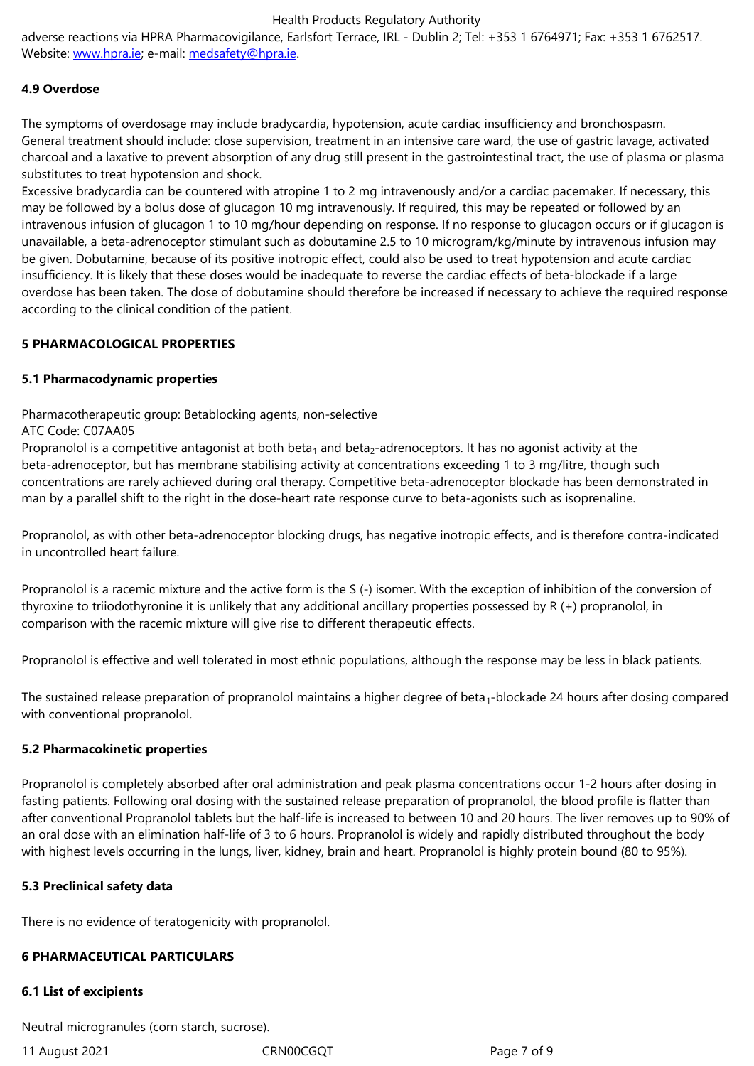adverse reactions via HPRA Pharmacovigilance, Earlsfort Terrace, IRL - Dublin 2; Tel: +353 1 6764971; Fax: +353 1 6762517. Website: www.hpra.ie; e-mail: medsafety@hpra.ie.

**4.9 Overdose**

The symptoms of overdosage may include bradycardia, hypotension, acute cardiac insufficiency and bronchospasm. General treatment should include: close supervision, treatment in an intensive care ward, the use of gastric lavage, activated charcoal and a laxative to prevent absorption of any drug still present in the gastrointestinal tract, the use of plasma or plasma substitutes to treat hypotension and shock.
Excessive bradycardia can be countered with atropine 1 to 2 mg intravenously and/or a cardiac pacemaker. If necessary, this may be followed by a bolus dose of glucagon 10 mg intravenously. If required, this may be repeated or followed by an intravenous infusion of glucagon 1 to 10 mg/hour depending on response. If no response to glucagon occurs or if glucagon is unavailable, a beta-adrenoceptor stimulant such as dobutamine 2.5 to 10 microgram/kg/minute by intravenous infusion may be given. Dobutamine, because of its positive inotropic effect, could also be used to treat hypotension and acute cardiac insufficiency. It is likely that these doses would be inadequate to reverse the cardiac effects of beta-blockade if a large overdose has been taken. The dose of dobutamine should therefore be increased if necessary to achieve the required response according to the clinical condition of the patient.

**5 PHARMACOLOGICAL PROPERTIES**

**5.1 Pharmacodynamic properties**

Pharmacotherapeutic group: Betablocking agents, non-selective
ATC Code: C07AA05
Propranolol is a competitive antagonist at both $beta_1$ and $beta_2$-adrenoceptors. It has no agonist activity at the beta-adrenoceptor, but has membrane stabilising activity at concentrations exceeding 1 to 3 mg/litre, though such concentrations are rarely achieved during oral therapy. Competitive beta-adrenoceptor blockade has been demonstrated in man by a parallel shift to the right in the dose-heart rate response curve to beta-agonists such as isoprenaline.

Propranolol, as with other beta-adrenoceptor blocking drugs, has negative inotropic effects, and is therefore contra-indicated in uncontrolled heart failure.

Propranolol is a racemic mixture and the active form is the S (-) isomer. With the exception of inhibition of the conversion of thyroxine to triiodothyronine it is unlikely that any additional ancillary properties possessed by R (+) propranolol, in comparison with the racemic mixture will give rise to different therapeutic effects.

Propranolol is effective and well tolerated in most ethnic populations, although the response may be less in black patients.

The sustained release preparation of propranolol maintains a higher degree of $beta_1$-blockade 24 hours after dosing compared with conventional propranolol.

**5.2 Pharmacokinetic properties**

Propranolol is completely absorbed after oral administration and peak plasma concentrations occur 1-2 hours after dosing in fasting patients. Following oral dosing with the sustained release preparation of propranolol, the blood profile is flatter than after conventional Propranolol tablets but the half-life is increased to between 10 and 20 hours. The liver removes up to 90% of an oral dose with an elimination half-life of 3 to 6 hours. Propranolol is widely and rapidly distributed throughout the body with highest levels occurring in the lungs, liver, kidney, brain and heart. Propranolol is highly protein bound (80 to 95%).

**5.3 Preclinical safety data**

There is no evidence of teratogenicity with propranolol.

**6 PHARMACEUTICAL PARTICULARS**

**6.1 List of excipients**

Neutral microgranules (corn starch, sucrose).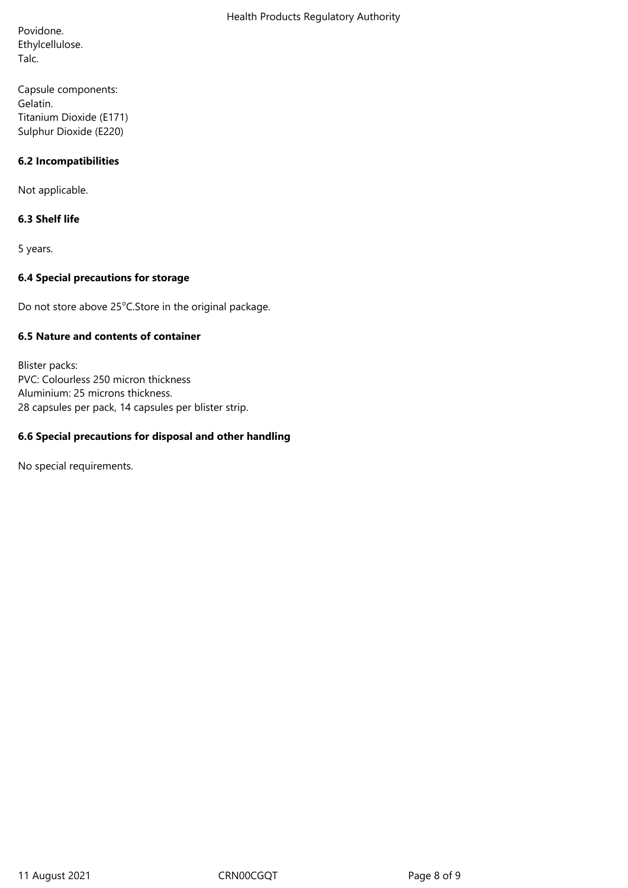Povidone.
Ethylcellulose.
Talc.

Capsule components:
Gelatin.
Titanium Dioxide (E171)
Sulphur Dioxide (E220)

### 6.2 Incompatibilities

Not applicable.

### 6.3 Shelf life

5 years.

### 6.4 Special precautions for storage

Do not store above 25°C.Store in the original package.

### 6.5 Nature and contents of container

Blister packs:
PVC: Colourless 250 micron thickness
Aluminium: 25 microns thickness.
28 capsules per pack, 14 capsules per blister strip.

### 6.6 Special precautions for disposal and other handling

No special requirements.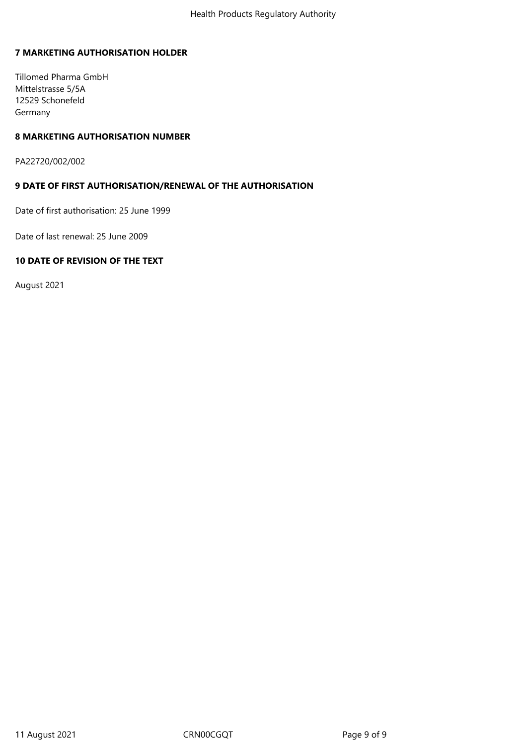## 7 MARKETING AUTHORISATION HOLDER

Tillomed Pharma GmbH
Mittelstrasse 5/5A
12529 Schonefeld
Germany

## 8 MARKETING AUTHORISATION NUMBER

PA22720/002/002

## 9 DATE OF FIRST AUTHORISATION/RENEWAL OF THE AUTHORISATION

Date of first authorisation: 25 June 1999

Date of last renewal: 25 June 2009

## 10 DATE OF REVISION OF THE TEXT

August 2021